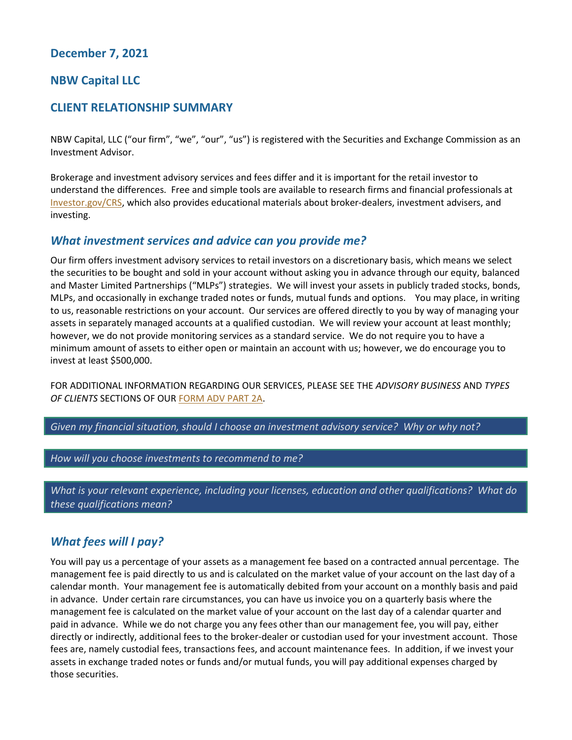## December 7, 2021

## NBW Capital LLC

## CLIENT RELATIONSHIP SUMMARY

NBW Capital, LLC ("our firm", "we", "our", "us") is registered with the Securities and Exchange Commission as an Investment Advisor.

Brokerage and investment advisory services and fees differ and it is important for the retail investor to understand the differences. Free and simple tools are available to research firms and financial professionals at Investor.gov/CRS, which also provides educational materials about broker-dealers, investment advisers, and investing.

### *What investment services and advice can you provide me?*

Our firm offers investment advisory services to retail investors on a discretionary basis, which means we select the securities to be bought and sold in your account without asking you in advance through our equity, balanced and Master Limited Partnerships ("MLPs") strategies. We will invest your assets in publicly traded stocks, bonds, MLPs, and occasionally in exchange traded notes or funds, mutual funds and options. You may place, in writing to us, reasonable restrictions on your account. Our services are offered directly to you by way of managing your assets in separately managed accounts at a qualified custodian. We will review your account at least monthly; however, we do not provide monitoring services as a standard service. We do not require you to have a minimum amount of assets to either open or maintain an account with us; however, we do encourage you to invest at least $500,000.

FOR ADDITIONAL INFORMATION REGARDING OUR SERVICES, PLEASE SEE THE *ADVISORY BUSINESS* AND *TYPES OF CLIENTS* SECTIONS OF OUR FORM ADV PART 2A.

*Given my financial situation, should I choose an investment advisory service? Why or why not?*

*How will you choose investments to recommend to me?*

*What is your relevant experience, including your licenses, education and other qualifications? What do these qualifications mean?*

### *What fees will I pay?*

You will pay us a percentage of your assets as a management fee based on a contracted annual percentage. The management fee is paid directly to us and is calculated on the market value of your account on the last day of a calendar month. Your management fee is automatically debited from your account on a monthly basis and paid in advance. Under certain rare circumstances, you can have us invoice you on a quarterly basis where the management fee is calculated on the market value of your account on the last day of a calendar quarter and paid in advance. While we do not charge you any fees other than our management fee, you will pay, either directly or indirectly, additional fees to the broker-dealer or custodian used for your investment account. Those fees are, namely custodial fees, transactions fees, and account maintenance fees. In addition, if we invest your assets in exchange traded notes or funds and/or mutual funds, you will pay additional expenses charged by those securities.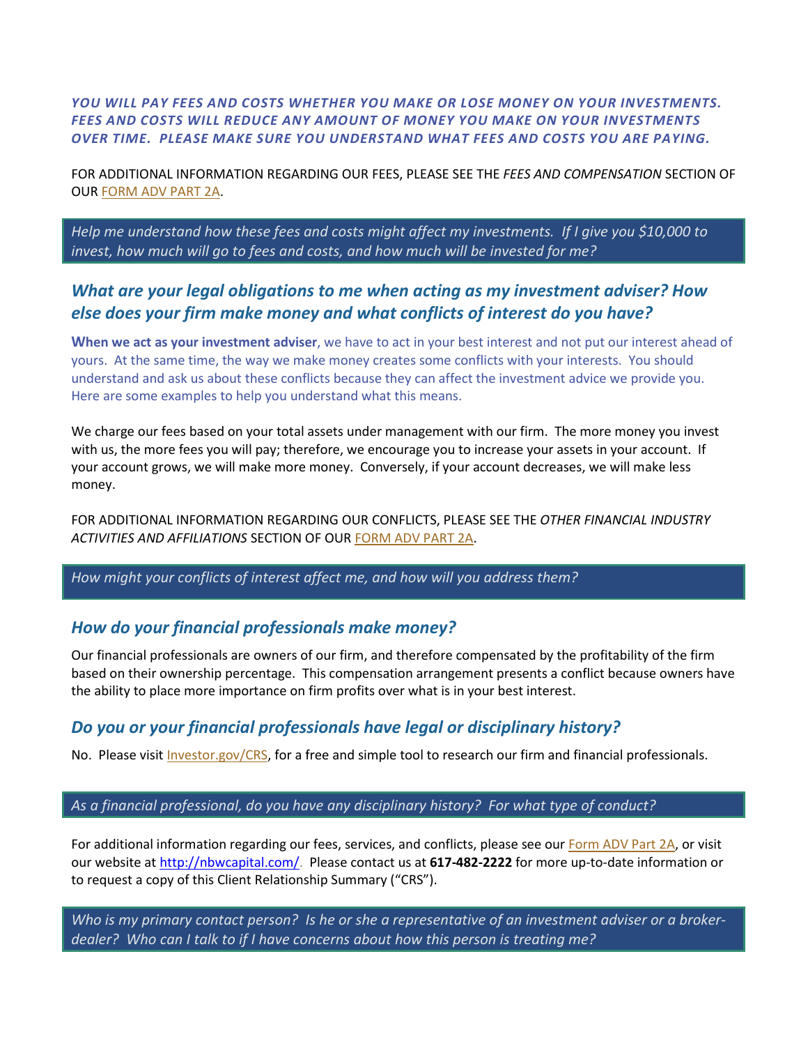***YOU WILL PAY FEES AND COSTS WHETHER YOU MAKE OR LOSE MONEY ON YOUR INVESTMENTS. FEES AND COSTS WILL REDUCE ANY AMOUNT OF MONEY YOU MAKE ON YOUR INVESTMENTS OVER TIME. PLEASE MAKE SURE YOU UNDERSTAND WHAT FEES AND COSTS YOU ARE PAYING.***

FOR ADDITIONAL INFORMATION REGARDING OUR FEES, PLEASE SEE THE *FEES AND COMPENSATION* SECTION OF OUR FORM ADV PART 2A.

> *Help me understand how these fees and costs might affect my investments. If I give you $10,000 to invest, how much will go to fees and costs, and how much will be invested for me?*

## *What are your legal obligations to me when acting as my investment adviser? How else does your firm make money and what conflicts of interest do you have?*

**When we act as your investment adviser**, we have to act in your best interest and not put our interest ahead of yours. At the same time, the way we make money creates some conflicts with your interests. You should understand and ask us about these conflicts because they can affect the investment advice we provide you. Here are some examples to help you understand what this means.

We charge our fees based on your total assets under management with our firm. The more money you invest with us, the more fees you will pay; therefore, we encourage you to increase your assets in your account. If your account grows, we will make more money. Conversely, if your account decreases, we will make less money.

FOR ADDITIONAL INFORMATION REGARDING OUR CONFLICTS, PLEASE SEE THE *OTHER FINANCIAL INDUSTRY ACTIVITIES AND AFFILIATIONS* SECTION OF OUR FORM ADV PART 2A.

> *How might your conflicts of interest affect me, and how will you address them?*

## *How do your financial professionals make money?*

Our financial professionals are owners of our firm, and therefore compensated by the profitability of the firm based on their ownership percentage. This compensation arrangement presents a conflict because owners have the ability to place more importance on firm profits over what is in your best interest.

## *Do you or your financial professionals have legal or disciplinary history?*

No. Please visit Investor.gov/CRS, for a free and simple tool to research our firm and financial professionals.

> *As a financial professional, do you have any disciplinary history? For what type of conduct?*

For additional information regarding our fees, services, and conflicts, please see our Form ADV Part 2A, or visit our website at http://nbwcapital.com/. Please contact us at **617-482-2222** for more up-to-date information or to request a copy of this Client Relationship Summary ("CRS").

> *Who is my primary contact person? Is he or she a representative of an investment adviser or a broker-dealer? Who can I talk to if I have concerns about how this person is treating me?*